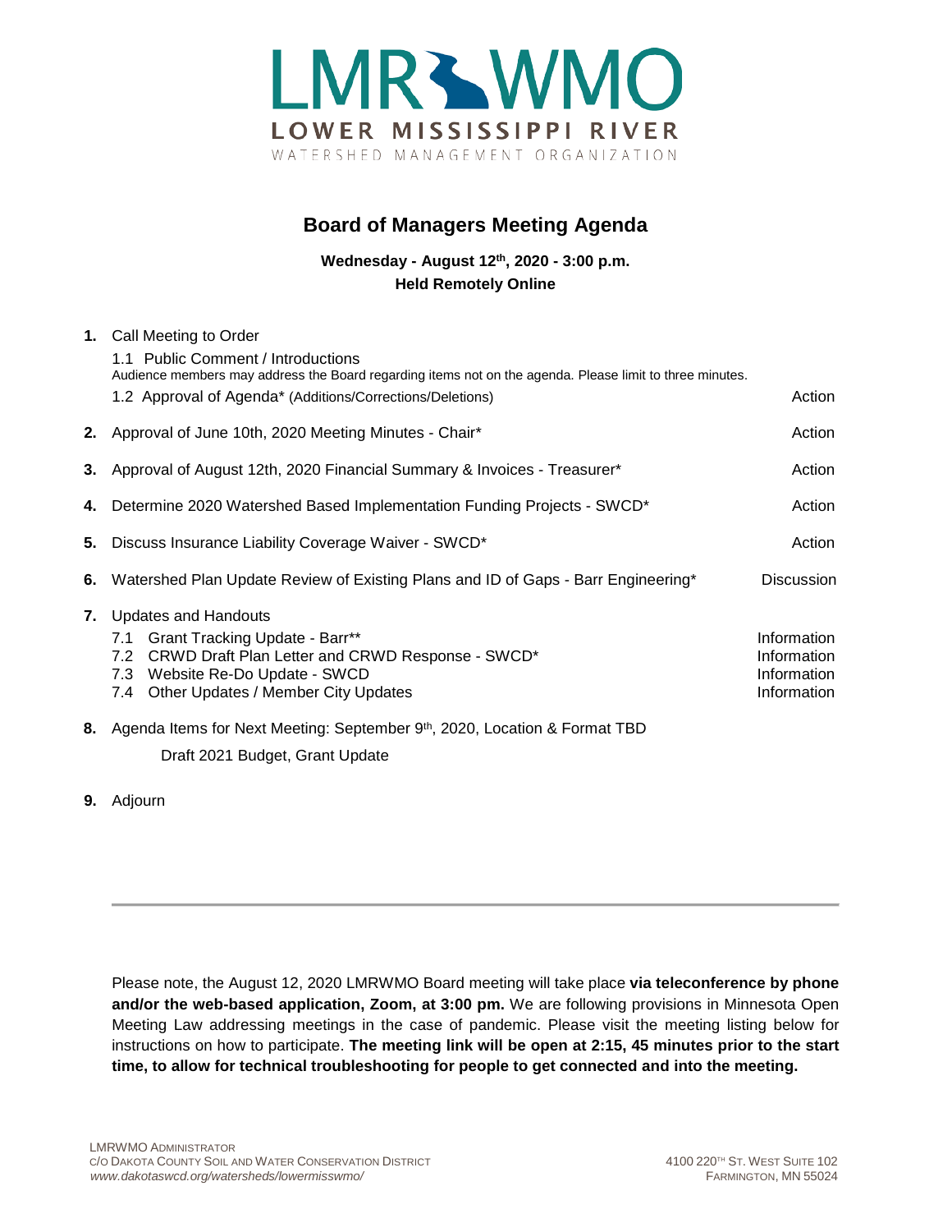LMR WMO
LOWER MISSISSIPPI RIVER
WATERSHED MANAGEMENT ORGANIZATION

# Board of Managers Meeting Agenda

**Wednesday - August 12th, 2020 - 3:00 p.m.**
**Held Remotely Online**

1. Call Meeting to Order
   - 1.1 Public Comment / Introductions
     Audience members may address the Board regarding items not on the agenda. Please limit to three minutes.
   - 1.2 Approval of Agenda* (Additions/Corrections/Deletions) — Action
2. Approval of June 10th, 2020 Meeting Minutes - Chair* — Action
3. Approval of August 12th, 2020 Financial Summary & Invoices - Treasurer* — Action
4. Determine 2020 Watershed Based Implementation Funding Projects - SWCD* — Action
5. Discuss Insurance Liability Coverage Waiver - SWCD* — Action
6. Watershed Plan Update Review of Existing Plans and ID of Gaps - Barr Engineering* — Discussion
7. Updates and Handouts
   - 7.1 Grant Tracking Update - Barr** — Information
   - 7.2 CRWD Draft Plan Letter and CRWD Response - SWCD* — Information
   - 7.3 Website Re-Do Update - SWCD — Information
   - 7.4 Other Updates / Member City Updates — Information
8. Agenda Items for Next Meeting: September 9th, 2020, Location & Format TBD
   Draft 2021 Budget, Grant Update
9. Adjourn

---

Please note, the August 12, 2020 LMRWMO Board meeting will take place **via teleconference by phone and/or the web-based application, Zoom, at 3:00 pm.** We are following provisions in Minnesota Open Meeting Law addressing meetings in the case of pandemic. Please visit the meeting listing below for instructions on how to participate. **The meeting link will be open at 2:15, 45 minutes prior to the start time, to allow for technical troubleshooting for people to get connected and into the meeting.**

LMRWMO ADMINISTRATOR
C/O DAKOTA COUNTY SOIL AND WATER CONSERVATION DISTRICT
*www.dakotaswcd.org/watersheds/lowermisswmo/*

4100 220TH ST. WEST SUITE 102
FARMINGTON, MN 55024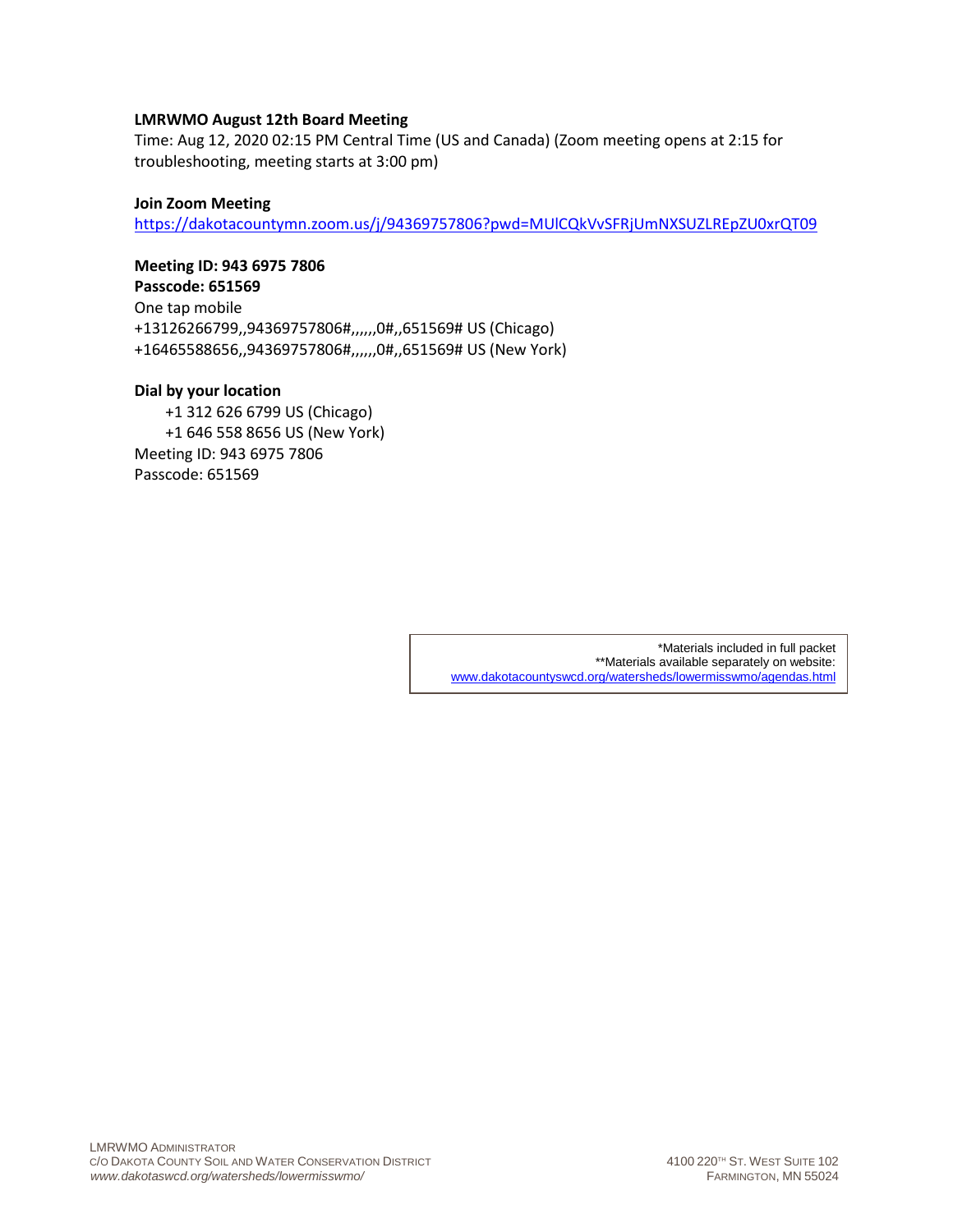**LMRWMO August 12th Board Meeting**

Time: Aug 12, 2020 02:15 PM Central Time (US and Canada) (Zoom meeting opens at 2:15 for troubleshooting, meeting starts at 3:00 pm)

**Join Zoom Meeting**

https://dakotacountymn.zoom.us/j/94369757806?pwd=MUlCQkVvSFRjUmNXSUZLREpZU0xrQT09

**Meeting ID: 943 6975 7806**
**Passcode: 651569**

One tap mobile
+13126266799,,94369757806#,,,,,,0#,,651569# US (Chicago)
+16465588656,,94369757806#,,,,,,0#,,651569# US (New York)

**Dial by your location**

+1 312 626 6799 US (Chicago)
+1 646 558 8656 US (New York)

Meeting ID: 943 6975 7806
Passcode: 651569

*Materials included in full packet
**Materials available separately on website:
www.dakotacountyswcd.org/watersheds/lowermisswmo/agendas.html

LMRWMO Administrator
c/o Dakota County Soil and Water Conservation District
*www.dakotaswcd.org/watersheds/lowermisswmo/*

4100 220th St. West Suite 102
Farmington, MN 55024